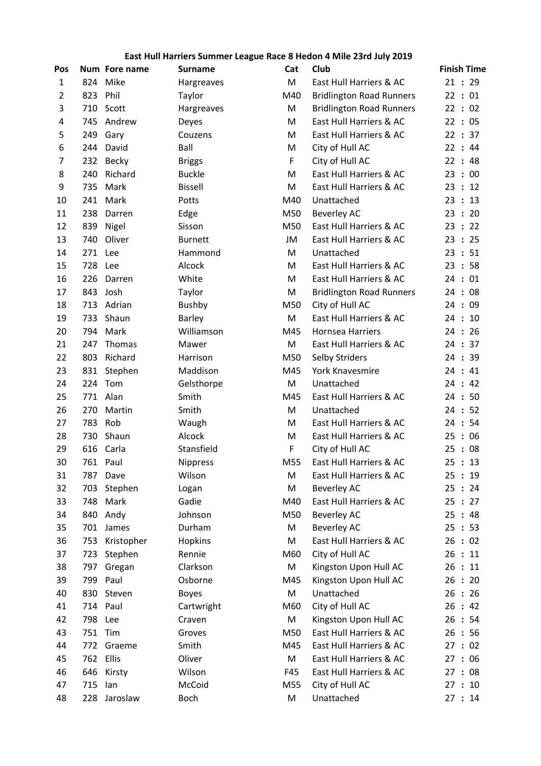## East Hull Harriers Summer League Race 8 Hedon 4 Mile 23rd July 2019

| Pos | Num | Fore name | Surname | Cat | Club | Finish Time |
|---|---|---|---|---|---|---|
| 1 | 824 | Mike | Hargreaves | M | East Hull Harriers & AC | 21 : 29 |
| 2 | 823 | Phil | Taylor | M40 | Bridlington Road Runners | 22 : 01 |
| 3 | 710 | Scott | Hargreaves | M | Bridlington Road Runners | 22 : 02 |
| 4 | 745 | Andrew | Deyes | M | East Hull Harriers & AC | 22 : 05 |
| 5 | 249 | Gary | Couzens | M | East Hull Harriers & AC | 22 : 37 |
| 6 | 244 | David | Ball | M | City of Hull AC | 22 : 44 |
| 7 | 232 | Becky | Briggs | F | City of Hull AC | 22 : 48 |
| 8 | 240 | Richard | Buckle | M | East Hull Harriers & AC | 23 : 00 |
| 9 | 735 | Mark | Bissell | M | East Hull Harriers & AC | 23 : 12 |
| 10 | 241 | Mark | Potts | M40 | Unattached | 23 : 13 |
| 11 | 238 | Darren | Edge | M50 | Beverley AC | 23 : 20 |
| 12 | 839 | Nigel | Sisson | M50 | East Hull Harriers & AC | 23 : 22 |
| 13 | 740 | Oliver | Burnett | JM | East Hull Harriers & AC | 23 : 25 |
| 14 | 271 | Lee | Hammond | M | Unattached | 23 : 51 |
| 15 | 728 | Lee | Alcock | M | East Hull Harriers & AC | 23 : 58 |
| 16 | 226 | Darren | White | M | East Hull Harriers & AC | 24 : 01 |
| 17 | 843 | Josh | Taylor | M | Bridlington Road Runners | 24 : 08 |
| 18 | 713 | Adrian | Bushby | M50 | City of Hull AC | 24 : 09 |
| 19 | 733 | Shaun | Barley | M | East Hull Harriers & AC | 24 : 10 |
| 20 | 794 | Mark | Williamson | M45 | Hornsea Harriers | 24 : 26 |
| 21 | 247 | Thomas | Mawer | M | East Hull Harriers & AC | 24 : 37 |
| 22 | 803 | Richard | Harrison | M50 | Selby Striders | 24 : 39 |
| 23 | 831 | Stephen | Maddison | M45 | York Knavesmire | 24 : 41 |
| 24 | 224 | Tom | Gelsthorpe | M | Unattached | 24 : 42 |
| 25 | 771 | Alan | Smith | M45 | East Hull Harriers & AC | 24 : 50 |
| 26 | 270 | Martin | Smith | M | Unattached | 24 : 52 |
| 27 | 783 | Rob | Waugh | M | East Hull Harriers & AC | 24 : 54 |
| 28 | 730 | Shaun | Alcock | M | East Hull Harriers & AC | 25 : 06 |
| 29 | 616 | Carla | Stansfield | F | City of Hull AC | 25 : 08 |
| 30 | 761 | Paul | Nippress | M55 | East Hull Harriers & AC | 25 : 13 |
| 31 | 787 | Dave | Wilson | M | East Hull Harriers & AC | 25 : 19 |
| 32 | 703 | Stephen | Logan | M | Beverley AC | 25 : 24 |
| 33 | 748 | Mark | Gadie | M40 | East Hull Harriers & AC | 25 : 27 |
| 34 | 840 | Andy | Johnson | M50 | Beverley AC | 25 : 48 |
| 35 | 701 | James | Durham | M | Beverley AC | 25 : 53 |
| 36 | 753 | Kristopher | Hopkins | M | East Hull Harriers & AC | 26 : 02 |
| 37 | 723 | Stephen | Rennie | M60 | City of Hull AC | 26 : 11 |
| 38 | 797 | Gregan | Clarkson | M | Kingston Upon Hull AC | 26 : 11 |
| 39 | 799 | Paul | Osborne | M45 | Kingston Upon Hull AC | 26 : 20 |
| 40 | 830 | Steven | Boyes | M | Unattached | 26 : 26 |
| 41 | 714 | Paul | Cartwright | M60 | City of Hull AC | 26 : 42 |
| 42 | 798 | Lee | Craven | M | Kingston Upon Hull AC | 26 : 54 |
| 43 | 751 | Tim | Groves | M50 | East Hull Harriers & AC | 26 : 56 |
| 44 | 772 | Graeme | Smith | M45 | East Hull Harriers & AC | 27 : 02 |
| 45 | 762 | Ellis | Oliver | M | East Hull Harriers & AC | 27 : 06 |
| 46 | 646 | Kirsty | Wilson | F45 | East Hull Harriers & AC | 27 : 08 |
| 47 | 715 | Ian | McCoid | M55 | City of Hull AC | 27 : 10 |
| 48 | 228 | Jaroslaw | Boch | M | Unattached | 27 : 14 |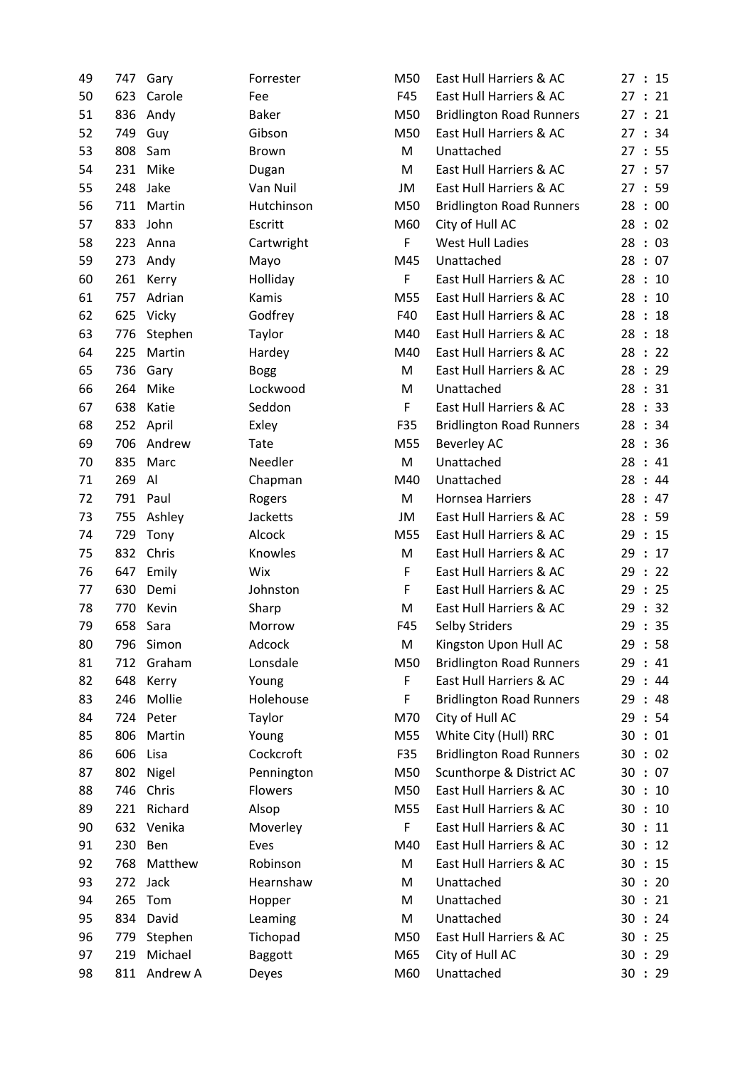| | | | | | | |
|---|---|---|---|---|---|---|
| 49 | 747 | Gary | Forrester | M50 | East Hull Harriers & AC | 27 : 15 |
| 50 | 623 | Carole | Fee | F45 | East Hull Harriers & AC | 27 : 21 |
| 51 | 836 | Andy | Baker | M50 | Bridlington Road Runners | 27 : 21 |
| 52 | 749 | Guy | Gibson | M50 | East Hull Harriers & AC | 27 : 34 |
| 53 | 808 | Sam | Brown | M | Unattached | 27 : 55 |
| 54 | 231 | Mike | Dugan | M | East Hull Harriers & AC | 27 : 57 |
| 55 | 248 | Jake | Van Nuil | JM | East Hull Harriers & AC | 27 : 59 |
| 56 | 711 | Martin | Hutchinson | M50 | Bridlington Road Runners | 28 : 00 |
| 57 | 833 | John | Escritt | M60 | City of Hull AC | 28 : 02 |
| 58 | 223 | Anna | Cartwright | F | West Hull Ladies | 28 : 03 |
| 59 | 273 | Andy | Mayo | M45 | Unattached | 28 : 07 |
| 60 | 261 | Kerry | Holliday | F | East Hull Harriers & AC | 28 : 10 |
| 61 | 757 | Adrian | Kamis | M55 | East Hull Harriers & AC | 28 : 10 |
| 62 | 625 | Vicky | Godfrey | F40 | East Hull Harriers & AC | 28 : 18 |
| 63 | 776 | Stephen | Taylor | M40 | East Hull Harriers & AC | 28 : 18 |
| 64 | 225 | Martin | Hardey | M40 | East Hull Harriers & AC | 28 : 22 |
| 65 | 736 | Gary | Bogg | M | East Hull Harriers & AC | 28 : 29 |
| 66 | 264 | Mike | Lockwood | M | Unattached | 28 : 31 |
| 67 | 638 | Katie | Seddon | F | East Hull Harriers & AC | 28 : 33 |
| 68 | 252 | April | Exley | F35 | Bridlington Road Runners | 28 : 34 |
| 69 | 706 | Andrew | Tate | M55 | Beverley AC | 28 : 36 |
| 70 | 835 | Marc | Needler | M | Unattached | 28 : 41 |
| 71 | 269 | Al | Chapman | M40 | Unattached | 28 : 44 |
| 72 | 791 | Paul | Rogers | M | Hornsea Harriers | 28 : 47 |
| 73 | 755 | Ashley | Jacketts | JM | East Hull Harriers & AC | 28 : 59 |
| 74 | 729 | Tony | Alcock | M55 | East Hull Harriers & AC | 29 : 15 |
| 75 | 832 | Chris | Knowles | M | East Hull Harriers & AC | 29 : 17 |
| 76 | 647 | Emily | Wix | F | East Hull Harriers & AC | 29 : 22 |
| 77 | 630 | Demi | Johnston | F | East Hull Harriers & AC | 29 : 25 |
| 78 | 770 | Kevin | Sharp | M | East Hull Harriers & AC | 29 : 32 |
| 79 | 658 | Sara | Morrow | F45 | Selby Striders | 29 : 35 |
| 80 | 796 | Simon | Adcock | M | Kingston Upon Hull AC | 29 : 58 |
| 81 | 712 | Graham | Lonsdale | M50 | Bridlington Road Runners | 29 : 41 |
| 82 | 648 | Kerry | Young | F | East Hull Harriers & AC | 29 : 44 |
| 83 | 246 | Mollie | Holehouse | F | Bridlington Road Runners | 29 : 48 |
| 84 | 724 | Peter | Taylor | M70 | City of Hull AC | 29 : 54 |
| 85 | 806 | Martin | Young | M55 | White City (Hull) RRC | 30 : 01 |
| 86 | 606 | Lisa | Cockcroft | F35 | Bridlington Road Runners | 30 : 02 |
| 87 | 802 | Nigel | Pennington | M50 | Scunthorpe & District AC | 30 : 07 |
| 88 | 746 | Chris | Flowers | M50 | East Hull Harriers & AC | 30 : 10 |
| 89 | 221 | Richard | Alsop | M55 | East Hull Harriers & AC | 30 : 10 |
| 90 | 632 | Venika | Moverley | F | East Hull Harriers & AC | 30 : 11 |
| 91 | 230 | Ben | Eves | M40 | East Hull Harriers & AC | 30 : 12 |
| 92 | 768 | Matthew | Robinson | M | East Hull Harriers & AC | 30 : 15 |
| 93 | 272 | Jack | Hearnshaw | M | Unattached | 30 : 20 |
| 94 | 265 | Tom | Hopper | M | Unattached | 30 : 21 |
| 95 | 834 | David | Leaming | M | Unattached | 30 : 24 |
| 96 | 779 | Stephen | Tichopad | M50 | East Hull Harriers & AC | 30 : 25 |
| 97 | 219 | Michael | Baggott | M65 | City of Hull AC | 30 : 29 |
| 98 | 811 | Andrew A | Deyes | M60 | Unattached | 30 : 29 |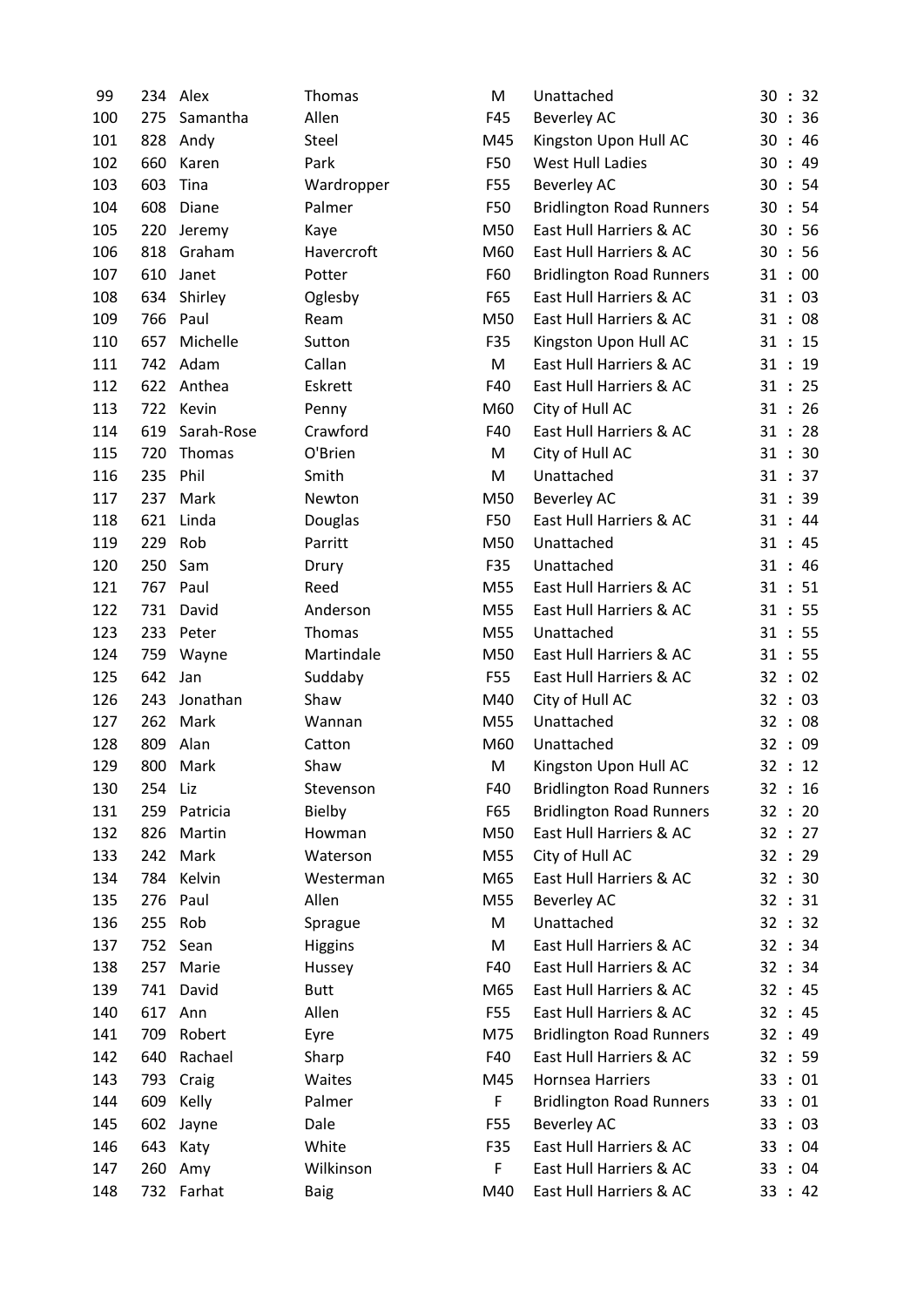| 99 | 234 | Alex | Thomas | M | Unattached | 30 : 32 |
|---|---|---|---|---|---|---|
| 100 | 275 | Samantha | Allen | F45 | Beverley AC | 30 : 36 |
| 101 | 828 | Andy | Steel | M45 | Kingston Upon Hull AC | 30 : 46 |
| 102 | 660 | Karen | Park | F50 | West Hull Ladies | 30 : 49 |
| 103 | 603 | Tina | Wardropper | F55 | Beverley AC | 30 : 54 |
| 104 | 608 | Diane | Palmer | F50 | Bridlington Road Runners | 30 : 54 |
| 105 | 220 | Jeremy | Kaye | M50 | East Hull Harriers & AC | 30 : 56 |
| 106 | 818 | Graham | Havercroft | M60 | East Hull Harriers & AC | 30 : 56 |
| 107 | 610 | Janet | Potter | F60 | Bridlington Road Runners | 31 : 00 |
| 108 | 634 | Shirley | Oglesby | F65 | East Hull Harriers & AC | 31 : 03 |
| 109 | 766 | Paul | Ream | M50 | East Hull Harriers & AC | 31 : 08 |
| 110 | 657 | Michelle | Sutton | F35 | Kingston Upon Hull AC | 31 : 15 |
| 111 | 742 | Adam | Callan | M | East Hull Harriers & AC | 31 : 19 |
| 112 | 622 | Anthea | Eskrett | F40 | East Hull Harriers & AC | 31 : 25 |
| 113 | 722 | Kevin | Penny | M60 | City of Hull AC | 31 : 26 |
| 114 | 619 | Sarah-Rose | Crawford | F40 | East Hull Harriers & AC | 31 : 28 |
| 115 | 720 | Thomas | O'Brien | M | City of Hull AC | 31 : 30 |
| 116 | 235 | Phil | Smith | M | Unattached | 31 : 37 |
| 117 | 237 | Mark | Newton | M50 | Beverley AC | 31 : 39 |
| 118 | 621 | Linda | Douglas | F50 | East Hull Harriers & AC | 31 : 44 |
| 119 | 229 | Rob | Parritt | M50 | Unattached | 31 : 45 |
| 120 | 250 | Sam | Drury | F35 | Unattached | 31 : 46 |
| 121 | 767 | Paul | Reed | M55 | East Hull Harriers & AC | 31 : 51 |
| 122 | 731 | David | Anderson | M55 | East Hull Harriers & AC | 31 : 55 |
| 123 | 233 | Peter | Thomas | M55 | Unattached | 31 : 55 |
| 124 | 759 | Wayne | Martindale | M50 | East Hull Harriers & AC | 31 : 55 |
| 125 | 642 | Jan | Suddaby | F55 | East Hull Harriers & AC | 32 : 02 |
| 126 | 243 | Jonathan | Shaw | M40 | City of Hull AC | 32 : 03 |
| 127 | 262 | Mark | Wannan | M55 | Unattached | 32 : 08 |
| 128 | 809 | Alan | Catton | M60 | Unattached | 32 : 09 |
| 129 | 800 | Mark | Shaw | M | Kingston Upon Hull AC | 32 : 12 |
| 130 | 254 | Liz | Stevenson | F40 | Bridlington Road Runners | 32 : 16 |
| 131 | 259 | Patricia | Bielby | F65 | Bridlington Road Runners | 32 : 20 |
| 132 | 826 | Martin | Howman | M50 | East Hull Harriers & AC | 32 : 27 |
| 133 | 242 | Mark | Waterson | M55 | City of Hull AC | 32 : 29 |
| 134 | 784 | Kelvin | Westerman | M65 | East Hull Harriers & AC | 32 : 30 |
| 135 | 276 | Paul | Allen | M55 | Beverley AC | 32 : 31 |
| 136 | 255 | Rob | Sprague | M | Unattached | 32 : 32 |
| 137 | 752 | Sean | Higgins | M | East Hull Harriers & AC | 32 : 34 |
| 138 | 257 | Marie | Hussey | F40 | East Hull Harriers & AC | 32 : 34 |
| 139 | 741 | David | Butt | M65 | East Hull Harriers & AC | 32 : 45 |
| 140 | 617 | Ann | Allen | F55 | East Hull Harriers & AC | 32 : 45 |
| 141 | 709 | Robert | Eyre | M75 | Bridlington Road Runners | 32 : 49 |
| 142 | 640 | Rachael | Sharp | F40 | East Hull Harriers & AC | 32 : 59 |
| 143 | 793 | Craig | Waites | M45 | Hornsea Harriers | 33 : 01 |
| 144 | 609 | Kelly | Palmer | F | Bridlington Road Runners | 33 : 01 |
| 145 | 602 | Jayne | Dale | F55 | Beverley AC | 33 : 03 |
| 146 | 643 | Katy | White | F35 | East Hull Harriers & AC | 33 : 04 |
| 147 | 260 | Amy | Wilkinson | F | East Hull Harriers & AC | 33 : 04 |
| 148 | 732 | Farhat | Baig | M40 | East Hull Harriers & AC | 33 : 42 |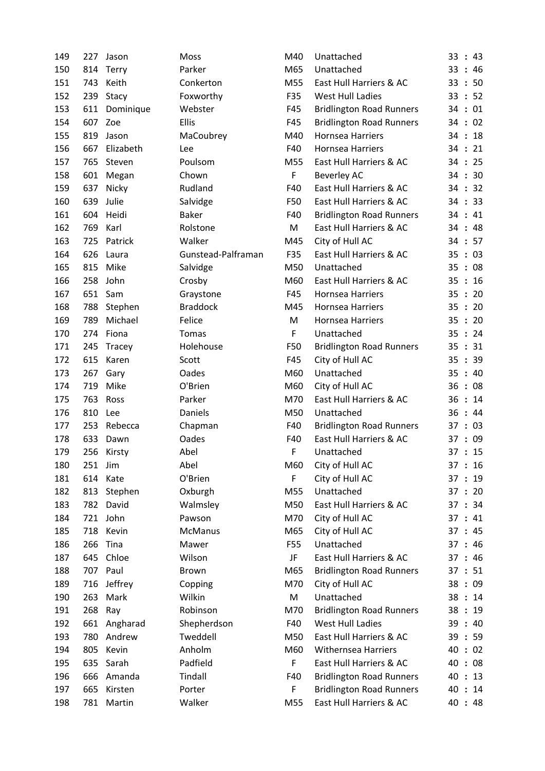| | | | | | | |
|---|---|---|---|---|---|---|
| 149 | 227 | Jason | Moss | M40 | Unattached | 33 : 43 |
| 150 | 814 | Terry | Parker | M65 | Unattached | 33 : 46 |
| 151 | 743 | Keith | Conkerton | M55 | East Hull Harriers & AC | 33 : 50 |
| 152 | 239 | Stacy | Foxworthy | F35 | West Hull Ladies | 33 : 52 |
| 153 | 611 | Dominique | Webster | F45 | Bridlington Road Runners | 34 : 01 |
| 154 | 607 | Zoe | Ellis | F45 | Bridlington Road Runners | 34 : 02 |
| 155 | 819 | Jason | MaCoubrey | M40 | Hornsea Harriers | 34 : 18 |
| 156 | 667 | Elizabeth | Lee | F40 | Hornsea Harriers | 34 : 21 |
| 157 | 765 | Steven | Poulsom | M55 | East Hull Harriers & AC | 34 : 25 |
| 158 | 601 | Megan | Chown | F | Beverley AC | 34 : 30 |
| 159 | 637 | Nicky | Rudland | F40 | East Hull Harriers & AC | 34 : 32 |
| 160 | 639 | Julie | Salvidge | F50 | East Hull Harriers & AC | 34 : 33 |
| 161 | 604 | Heidi | Baker | F40 | Bridlington Road Runners | 34 : 41 |
| 162 | 769 | Karl | Rolstone | M | East Hull Harriers & AC | 34 : 48 |
| 163 | 725 | Patrick | Walker | M45 | City of Hull AC | 34 : 57 |
| 164 | 626 | Laura | Gunstead-Palframan | F35 | East Hull Harriers & AC | 35 : 03 |
| 165 | 815 | Mike | Salvidge | M50 | Unattached | 35 : 08 |
| 166 | 258 | John | Crosby | M60 | East Hull Harriers & AC | 35 : 16 |
| 167 | 651 | Sam | Graystone | F45 | Hornsea Harriers | 35 : 20 |
| 168 | 788 | Stephen | Braddock | M45 | Hornsea Harriers | 35 : 20 |
| 169 | 789 | Michael | Felice | M | Hornsea Harriers | 35 : 20 |
| 170 | 274 | Fiona | Tomas | F | Unattached | 35 : 24 |
| 171 | 245 | Tracey | Holehouse | F50 | Bridlington Road Runners | 35 : 31 |
| 172 | 615 | Karen | Scott | F45 | City of Hull AC | 35 : 39 |
| 173 | 267 | Gary | Oades | M60 | Unattached | 35 : 40 |
| 174 | 719 | Mike | O'Brien | M60 | City of Hull AC | 36 : 08 |
| 175 | 763 | Ross | Parker | M70 | East Hull Harriers & AC | 36 : 14 |
| 176 | 810 | Lee | Daniels | M50 | Unattached | 36 : 44 |
| 177 | 253 | Rebecca | Chapman | F40 | Bridlington Road Runners | 37 : 03 |
| 178 | 633 | Dawn | Oades | F40 | East Hull Harriers & AC | 37 : 09 |
| 179 | 256 | Kirsty | Abel | F | Unattached | 37 : 15 |
| 180 | 251 | Jim | Abel | M60 | City of Hull AC | 37 : 16 |
| 181 | 614 | Kate | O'Brien | F | City of Hull AC | 37 : 19 |
| 182 | 813 | Stephen | Oxburgh | M55 | Unattached | 37 : 20 |
| 183 | 782 | David | Walmsley | M50 | East Hull Harriers & AC | 37 : 34 |
| 184 | 721 | John | Pawson | M70 | City of Hull AC | 37 : 41 |
| 185 | 718 | Kevin | McManus | M65 | City of Hull AC | 37 : 45 |
| 186 | 266 | Tina | Mawer | F55 | Unattached | 37 : 46 |
| 187 | 645 | Chloe | Wilson | JF | East Hull Harriers & AC | 37 : 46 |
| 188 | 707 | Paul | Brown | M65 | Bridlington Road Runners | 37 : 51 |
| 189 | 716 | Jeffrey | Copping | M70 | City of Hull AC | 38 : 09 |
| 190 | 263 | Mark | Wilkin | M | Unattached | 38 : 14 |
| 191 | 268 | Ray | Robinson | M70 | Bridlington Road Runners | 38 : 19 |
| 192 | 661 | Angharad | Shepherdson | F40 | West Hull Ladies | 39 : 40 |
| 193 | 780 | Andrew | Tweddell | M50 | East Hull Harriers & AC | 39 : 59 |
| 194 | 805 | Kevin | Anholm | M60 | Withernsea Harriers | 40 : 02 |
| 195 | 635 | Sarah | Padfield | F | East Hull Harriers & AC | 40 : 08 |
| 196 | 666 | Amanda | Tindall | F40 | Bridlington Road Runners | 40 : 13 |
| 197 | 665 | Kirsten | Porter | F | Bridlington Road Runners | 40 : 14 |
| 198 | 781 | Martin | Walker | M55 | East Hull Harriers & AC | 40 : 48 |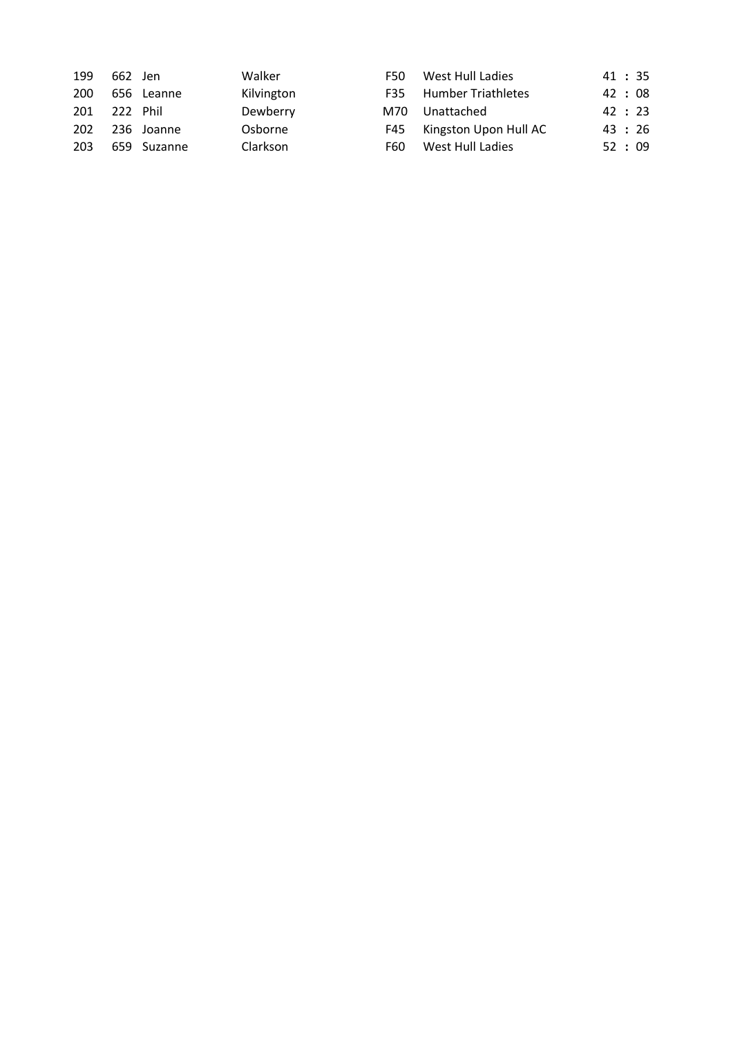| | | | | | | |
|---|---|---|---|---|---|---|
| 199 | 662 | Jen | Walker | F50 | West Hull Ladies | 41 : 35 |
| 200 | 656 | Leanne | Kilvington | F35 | Humber Triathletes | 42 : 08 |
| 201 | 222 | Phil | Dewberry | M70 | Unattached | 42 : 23 |
| 202 | 236 | Joanne | Osborne | F45 | Kingston Upon Hull AC | 43 : 26 |
| 203 | 659 | Suzanne | Clarkson | F60 | West Hull Ladies | 52 : 09 |